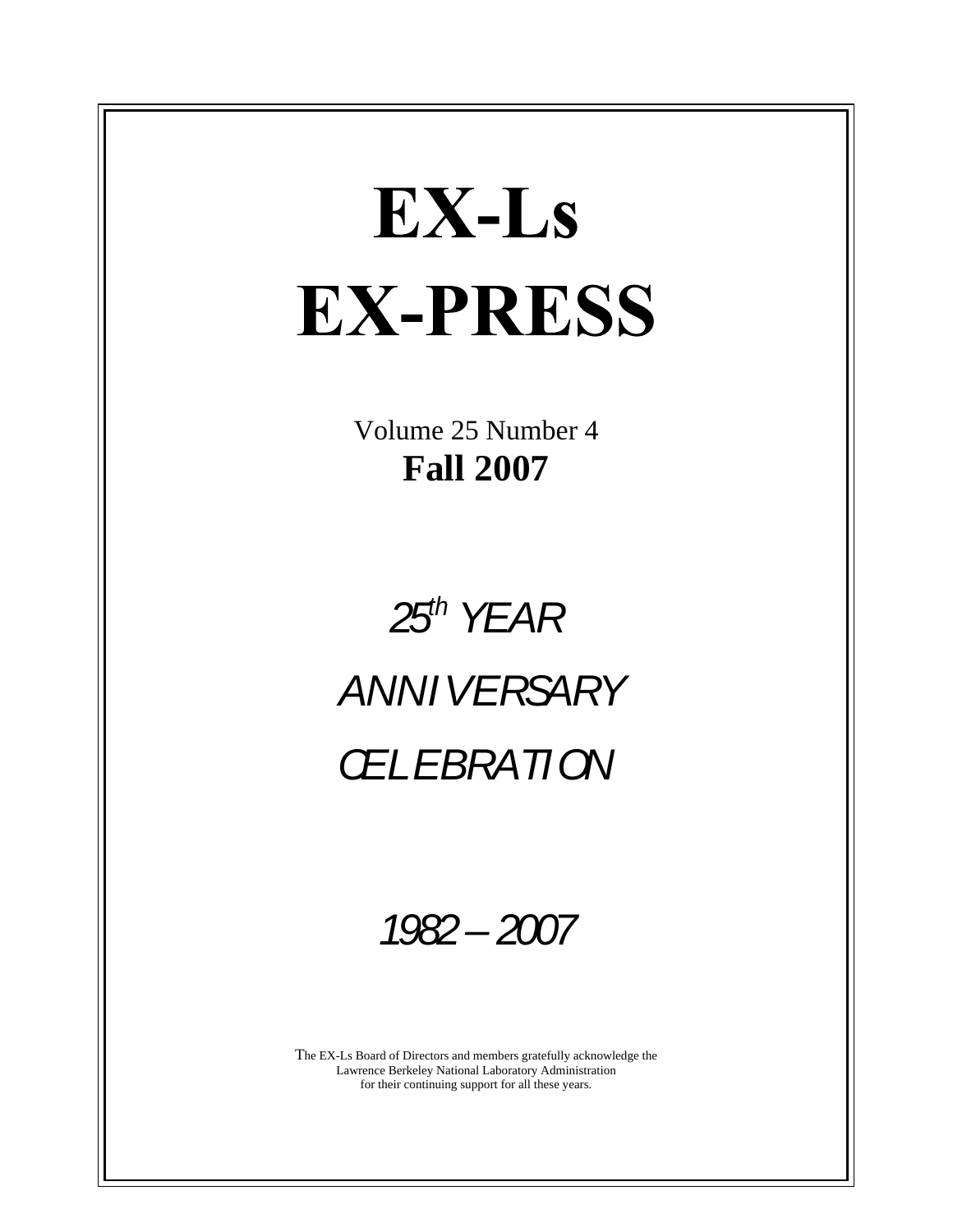# EX-Ls EX-PRESS

Volume 25 Number 4
**Fall 2007**

*$25^{th}$ YEAR*

*ANNIVERSARY*

*CELEBRATION*

*1982 – 2007*

The EX-Ls Board of Directors and members gratefully acknowledge the Lawrence Berkeley National Laboratory Administration for their continuing support for all these years.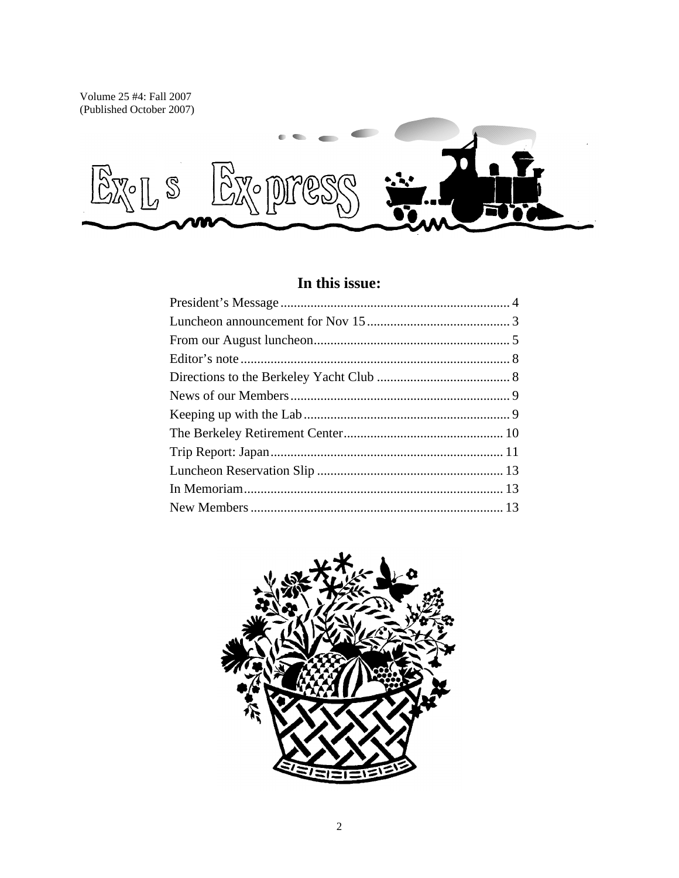Volume 25 #4: Fall 2007
(Published October 2007)

# Ex-L s Ex-press

## In this issue:

| | |
|---|---|
| President's Message | 4 |
| Luncheon announcement for Nov 15 | 3 |
| From our August luncheon | 5 |
| Editor's note | 8 |
| Directions to the Berkeley Yacht Club | 8 |
| News of our Members | 9 |
| Keeping up with the Lab | 9 |
| The Berkeley Retirement Center | 10 |
| Trip Report: Japan | 11 |
| Luncheon Reservation Slip | 13 |
| In Memoriam | 13 |
| New Members | 13 |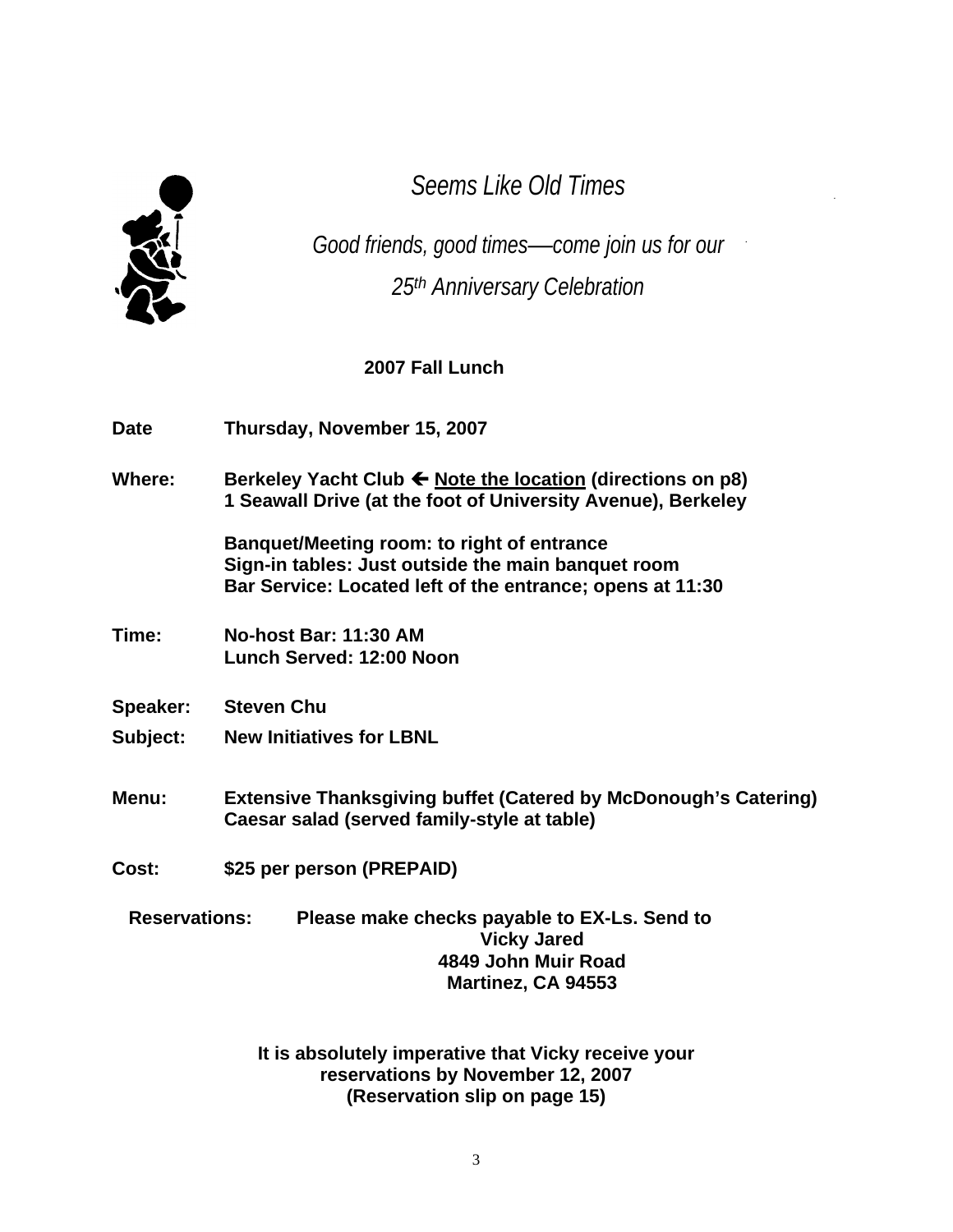*Seems Like Old Times*

*Good friends, good times—come join us for our*

*25th Anniversary Celebration*

**2007 Fall Lunch**

**Date** **Thursday, November 15, 2007**

**Where:** **Berkeley Yacht Club ← Note the location (directions on p8)**
**1 Seawall Drive (at the foot of University Avenue), Berkeley**

**Banquet/Meeting room: to right of entrance**
**Sign-in tables: Just outside the main banquet room**
**Bar Service: Located left of the entrance; opens at 11:30**

**Time:** **No-host Bar: 11:30 AM**
**Lunch Served: 12:00 Noon**

**Speaker:** **Steven Chu**

**Subject:** **New Initiatives for LBNL**

**Menu:** **Extensive Thanksgiving buffet (Catered by McDonough's Catering)**
**Caesar salad (served family-style at table)**

**Cost:** **$25 per person (PREPAID)**

**Reservations:** **Please make checks payable to EX-Ls. Send to**
**Vicky Jared**
**4849 John Muir Road**
**Martinez, CA 94553**

**It is absolutely imperative that Vicky receive your reservations by November 12, 2007**
**(Reservation slip on page 15)**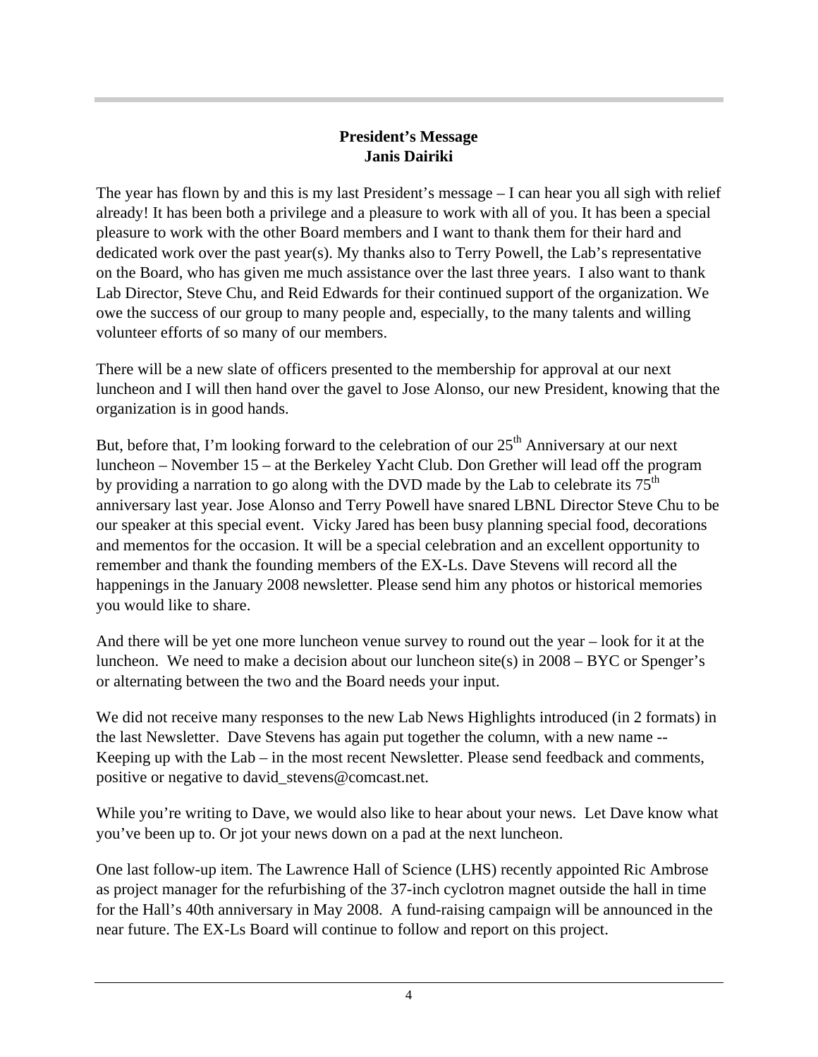## President's Message
## Janis Dairiki

The year has flown by and this is my last President's message – I can hear you all sigh with relief already! It has been both a privilege and a pleasure to work with all of you. It has been a special pleasure to work with the other Board members and I want to thank them for their hard and dedicated work over the past year(s). My thanks also to Terry Powell, the Lab's representative on the Board, who has given me much assistance over the last three years. I also want to thank Lab Director, Steve Chu, and Reid Edwards for their continued support of the organization. We owe the success of our group to many people and, especially, to the many talents and willing volunteer efforts of so many of our members.

There will be a new slate of officers presented to the membership for approval at our next luncheon and I will then hand over the gavel to Jose Alonso, our new President, knowing that the organization is in good hands.

But, before that, I'm looking forward to the celebration of our 25th Anniversary at our next luncheon – November 15 – at the Berkeley Yacht Club. Don Grether will lead off the program by providing a narration to go along with the DVD made by the Lab to celebrate its 75th anniversary last year. Jose Alonso and Terry Powell have snared LBNL Director Steve Chu to be our speaker at this special event. Vicky Jared has been busy planning special food, decorations and mementos for the occasion. It will be a special celebration and an excellent opportunity to remember and thank the founding members of the EX-Ls. Dave Stevens will record all the happenings in the January 2008 newsletter. Please send him any photos or historical memories you would like to share.

And there will be yet one more luncheon venue survey to round out the year – look for it at the luncheon. We need to make a decision about our luncheon site(s) in 2008 – BYC or Spenger's or alternating between the two and the Board needs your input.

We did not receive many responses to the new Lab News Highlights introduced (in 2 formats) in the last Newsletter. Dave Stevens has again put together the column, with a new name -- Keeping up with the Lab – in the most recent Newsletter. Please send feedback and comments, positive or negative to david_stevens@comcast.net.

While you're writing to Dave, we would also like to hear about your news. Let Dave know what you've been up to. Or jot your news down on a pad at the next luncheon.

One last follow-up item. The Lawrence Hall of Science (LHS) recently appointed Ric Ambrose as project manager for the refurbishing of the 37-inch cyclotron magnet outside the hall in time for the Hall's 40th anniversary in May 2008. A fund-raising campaign will be announced in the near future. The EX-Ls Board will continue to follow and report on this project.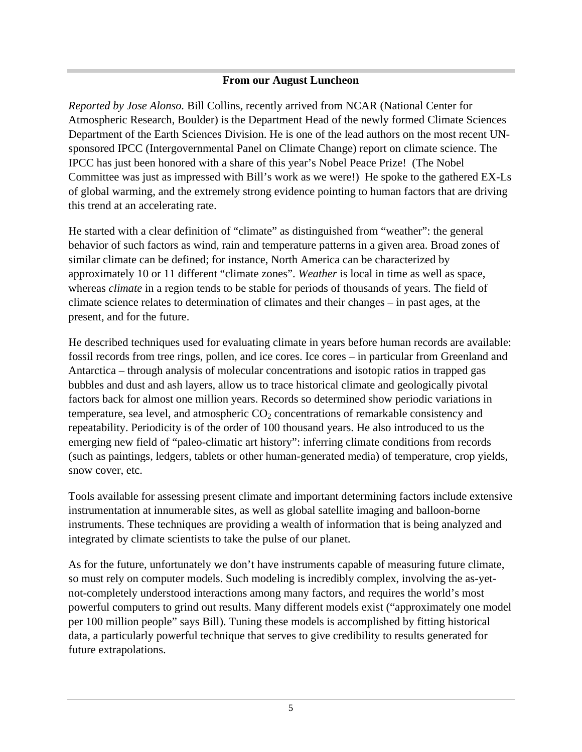## From our August Luncheon

*Reported by Jose Alonso.* Bill Collins, recently arrived from NCAR (National Center for Atmospheric Research, Boulder) is the Department Head of the newly formed Climate Sciences Department of the Earth Sciences Division. He is one of the lead authors on the most recent UN-sponsored IPCC (Intergovernmental Panel on Climate Change) report on climate science. The IPCC has just been honored with a share of this year's Nobel Peace Prize! (The Nobel Committee was just as impressed with Bill's work as we were!) He spoke to the gathered EX-Ls of global warming, and the extremely strong evidence pointing to human factors that are driving this trend at an accelerating rate.

He started with a clear definition of "climate" as distinguished from "weather": the general behavior of such factors as wind, rain and temperature patterns in a given area. Broad zones of similar climate can be defined; for instance, North America can be characterized by approximately 10 or 11 different "climate zones". *Weather* is local in time as well as space, whereas *climate* in a region tends to be stable for periods of thousands of years. The field of climate science relates to determination of climates and their changes – in past ages, at the present, and for the future.

He described techniques used for evaluating climate in years before human records are available: fossil records from tree rings, pollen, and ice cores. Ice cores – in particular from Greenland and Antarctica – through analysis of molecular concentrations and isotopic ratios in trapped gas bubbles and dust and ash layers, allow us to trace historical climate and geologically pivotal factors back for almost one million years. Records so determined show periodic variations in temperature, sea level, and atmospheric $CO_2$ concentrations of remarkable consistency and repeatability. Periodicity is of the order of 100 thousand years. He also introduced to us the emerging new field of "paleo-climatic art history": inferring climate conditions from records (such as paintings, ledgers, tablets or other human-generated media) of temperature, crop yields, snow cover, etc.

Tools available for assessing present climate and important determining factors include extensive instrumentation at innumerable sites, as well as global satellite imaging and balloon-borne instruments. These techniques are providing a wealth of information that is being analyzed and integrated by climate scientists to take the pulse of our planet.

As for the future, unfortunately we don't have instruments capable of measuring future climate, so must rely on computer models. Such modeling is incredibly complex, involving the as-yet-not-completely understood interactions among many factors, and requires the world's most powerful computers to grind out results. Many different models exist ("approximately one model per 100 million people" says Bill). Tuning these models is accomplished by fitting historical data, a particularly powerful technique that serves to give credibility to results generated for future extrapolations.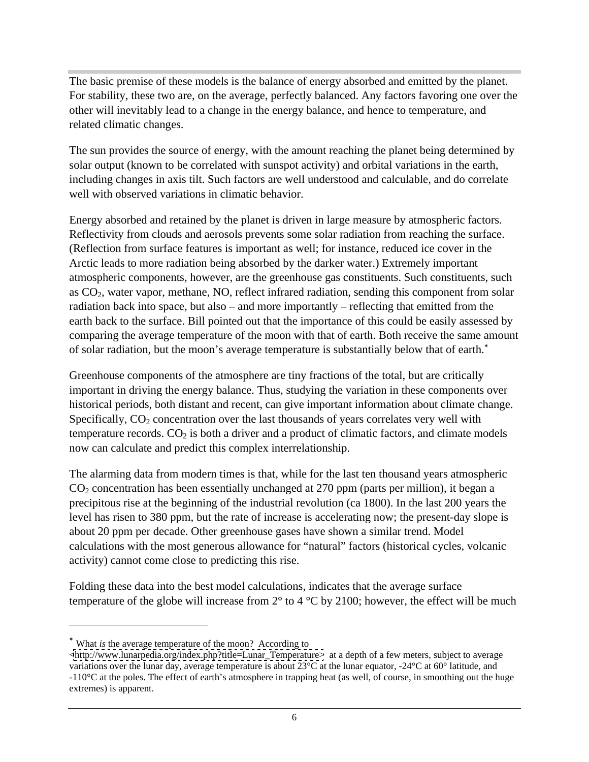The basic premise of these models is the balance of energy absorbed and emitted by the planet. For stability, these two are, on the average, perfectly balanced. Any factors favoring one over the other will inevitably lead to a change in the energy balance, and hence to temperature, and related climatic changes.

The sun provides the source of energy, with the amount reaching the planet being determined by solar output (known to be correlated with sunspot activity) and orbital variations in the earth, including changes in axis tilt. Such factors are well understood and calculable, and do correlate well with observed variations in climatic behavior.

Energy absorbed and retained by the planet is driven in large measure by atmospheric factors. Reflectivity from clouds and aerosols prevents some solar radiation from reaching the surface. (Reflection from surface features is important as well; for instance, reduced ice cover in the Arctic leads to more radiation being absorbed by the darker water.) Extremely important atmospheric components, however, are the greenhouse gas constituents. Such constituents, such as $CO_2$, water vapor, methane, NO, reflect infrared radiation, sending this component from solar radiation back into space, but also – and more importantly – reflecting that emitted from the earth back to the surface. Bill pointed out that the importance of this could be easily assessed by comparing the average temperature of the moon with that of earth. Both receive the same amount of solar radiation, but the moon's average temperature is substantially below that of earth.*

Greenhouse components of the atmosphere are tiny fractions of the total, but are critically important in driving the energy balance. Thus, studying the variation in these components over historical periods, both distant and recent, can give important information about climate change. Specifically, $CO_2$ concentration over the last thousands of years correlates very well with temperature records. $CO_2$ is both a driver and a product of climatic factors, and climate models now can calculate and predict this complex interrelationship.

The alarming data from modern times is that, while for the last ten thousand years atmospheric $CO_2$ concentration has been essentially unchanged at 270 ppm (parts per million), it began a precipitous rise at the beginning of the industrial revolution (ca 1800). In the last 200 years the level has risen to 380 ppm, but the rate of increase is accelerating now; the present-day slope is about 20 ppm per decade. Other greenhouse gases have shown a similar trend. Model calculations with the most generous allowance for "natural" factors (historical cycles, volcanic activity) cannot come close to predicting this rise.

Folding these data into the best model calculations, indicates that the average surface temperature of the globe will increase from 2° to 4 °C by 2100; however, the effect will be much

---

\* What *is* the average temperature of the moon? According to <http://www.lunarpedia.org/index.php?title=Lunar_Temperature> at a depth of a few meters, subject to average variations over the lunar day, average temperature is about 23°C at the lunar equator, -24°C at 60° latitude, and -110°C at the poles. The effect of earth's atmosphere in trapping heat (as well, of course, in smoothing out the huge extremes) is apparent.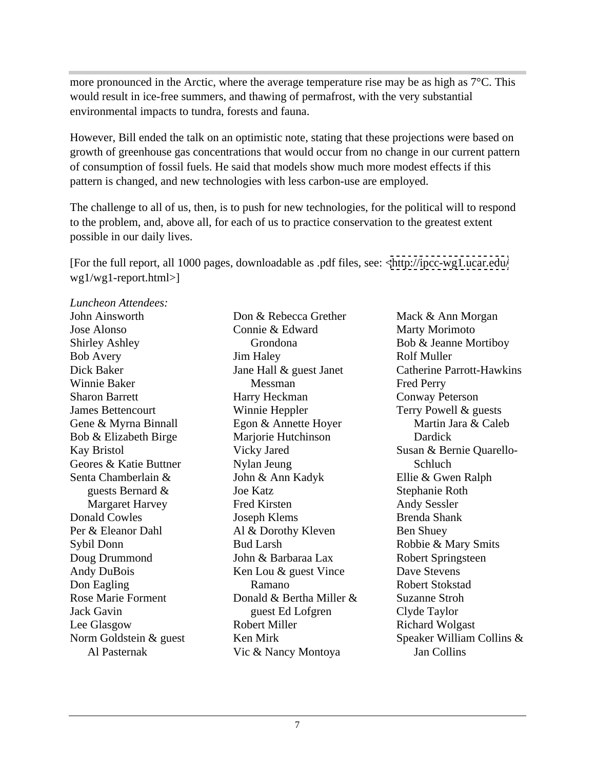more pronounced in the Arctic, where the average temperature rise may be as high as 7°C. This would result in ice-free summers, and thawing of permafrost, with the very substantial environmental impacts to tundra, forests and fauna.

However, Bill ended the talk on an optimistic note, stating that these projections were based on growth of greenhouse gas concentrations that would occur from no change in our current pattern of consumption of fossil fuels. He said that models show much more modest effects if this pattern is changed, and new technologies with less carbon-use are employed.

The challenge to all of us, then, is to push for new technologies, for the political will to respond to the problem, and, above all, for each of us to practice conservation to the greatest extent possible in our daily lives.

[For the full report, all 1000 pages, downloadable as .pdf files, see: <http://ipcc-wg1.ucar.edu/wg1/wg1-report.html>]

*Luncheon Attendees:*

John Ainsworth
Jose Alonso
Shirley Ashley
Bob Avery
Dick Baker
Winnie Baker
Sharon Barrett
James Bettencourt
Gene & Myrna Binnall
Bob & Elizabeth Birge
Kay Bristol
Geores & Katie Buttner
Senta Chamberlain & guests Bernard & Margaret Harvey
Donald Cowles
Per & Eleanor Dahl
Sybil Donn
Doug Drummond
Andy DuBois
Don Eagling
Rose Marie Forment
Jack Gavin
Lee Glasgow
Norm Goldstein & guest Al Pasternak
Don & Rebecca Grether
Connie & Edward Grondona
Jim Haley
Jane Hall & guest Janet Messman
Harry Heckman
Winnie Heppler
Egon & Annette Hoyer
Marjorie Hutchinson
Vicky Jared
Nylan Jeung
John & Ann Kadyk
Joe Katz
Fred Kirsten
Joseph Klems
Al & Dorothy Kleven
Bud Larsh
John & Barbaraa Lax
Ken Lou & guest Vince Ramano
Donald & Bertha Miller & guest Ed Lofgren
Robert Miller
Ken Mirk
Vic & Nancy Montoya
Mack & Ann Morgan
Marty Morimoto
Bob & Jeanne Mortiboy
Rolf Muller
Catherine Parrott-Hawkins
Fred Perry
Conway Peterson
Terry Powell & guests Martin Jara & Caleb Dardick
Susan & Bernie Quarello-Schluch
Ellie & Gwen Ralph
Stephanie Roth
Andy Sessler
Brenda Shank
Ben Shuey
Robbie & Mary Smits
Robert Springsteen
Dave Stevens
Robert Stokstad
Suzanne Stroh
Clyde Taylor
Richard Wolgast
Speaker William Collins & Jan Collins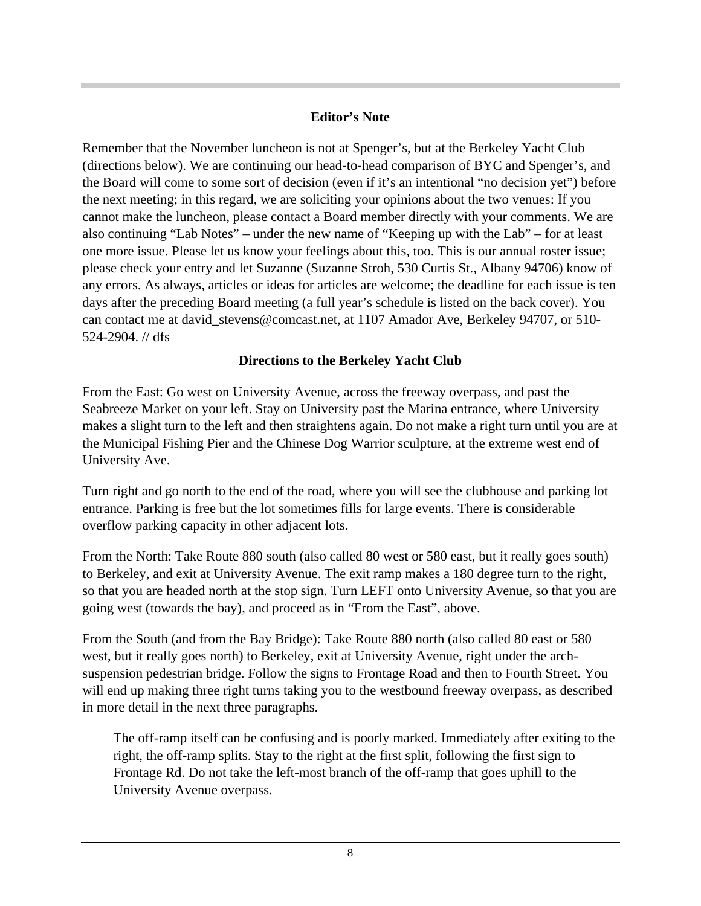## Editor's Note

Remember that the November luncheon is not at Spenger's, but at the Berkeley Yacht Club (directions below). We are continuing our head-to-head comparison of BYC and Spenger's, and the Board will come to some sort of decision (even if it's an intentional "no decision yet") before the next meeting; in this regard, we are soliciting your opinions about the two venues: If you cannot make the luncheon, please contact a Board member directly with your comments. We are also continuing "Lab Notes" – under the new name of "Keeping up with the Lab" – for at least one more issue. Please let us know your feelings about this, too. This is our annual roster issue; please check your entry and let Suzanne (Suzanne Stroh, 530 Curtis St., Albany 94706) know of any errors. As always, articles or ideas for articles are welcome; the deadline for each issue is ten days after the preceding Board meeting (a full year's schedule is listed on the back cover). You can contact me at david_stevens@comcast.net, at 1107 Amador Ave, Berkeley 94707, or 510-524-2904. // dfs

## Directions to the Berkeley Yacht Club

From the East: Go west on University Avenue, across the freeway overpass, and past the Seabreeze Market on your left. Stay on University past the Marina entrance, where University makes a slight turn to the left and then straightens again. Do not make a right turn until you are at the Municipal Fishing Pier and the Chinese Dog Warrior sculpture, at the extreme west end of University Ave.

Turn right and go north to the end of the road, where you will see the clubhouse and parking lot entrance. Parking is free but the lot sometimes fills for large events. There is considerable overflow parking capacity in other adjacent lots.

From the North: Take Route 880 south (also called 80 west or 580 east, but it really goes south) to Berkeley, and exit at University Avenue. The exit ramp makes a 180 degree turn to the right, so that you are headed north at the stop sign. Turn LEFT onto University Avenue, so that you are going west (towards the bay), and proceed as in "From the East", above.

From the South (and from the Bay Bridge): Take Route 880 north (also called 80 east or 580 west, but it really goes north) to Berkeley, exit at University Avenue, right under the arch-suspension pedestrian bridge. Follow the signs to Frontage Road and then to Fourth Street. You will end up making three right turns taking you to the westbound freeway overpass, as described in more detail in the next three paragraphs.

> The off-ramp itself can be confusing and is poorly marked. Immediately after exiting to the right, the off-ramp splits. Stay to the right at the first split, following the first sign to Frontage Rd. Do not take the left-most branch of the off-ramp that goes uphill to the University Avenue overpass.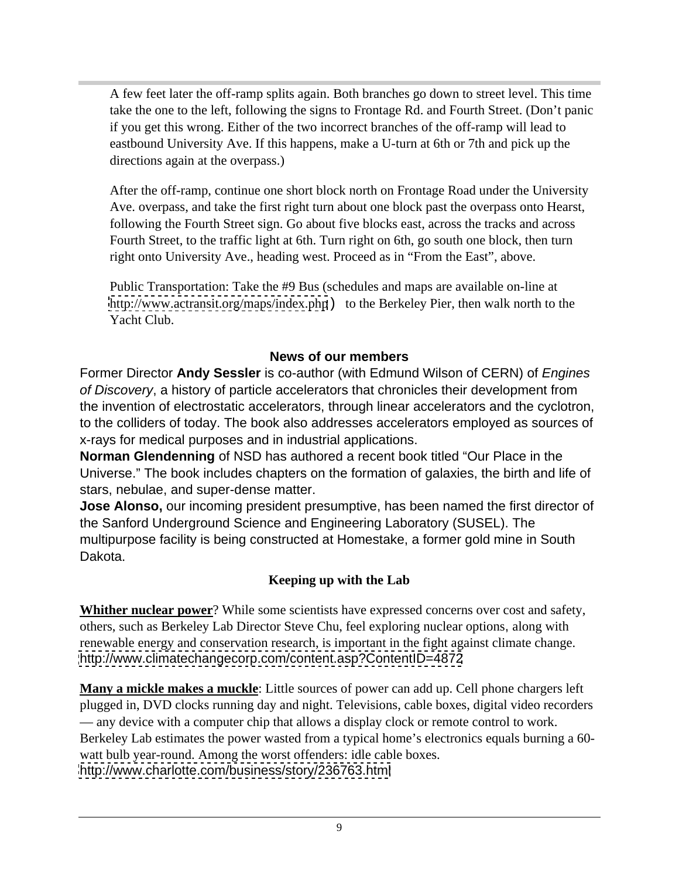A few feet later the off-ramp splits again. Both branches go down to street level. This time take the one to the left, following the signs to Frontage Rd. and Fourth Street. (Don't panic if you get this wrong. Either of the two incorrect branches of the off-ramp will lead to eastbound University Ave. If this happens, make a U-turn at 6th or 7th and pick up the directions again at the overpass.)

After the off-ramp, continue one short block north on Frontage Road under the University Ave. overpass, and take the first right turn about one block past the overpass onto Hearst, following the Fourth Street sign. Go about five blocks east, across the tracks and across Fourth Street, to the traffic light at 6th. Turn right on 6th, go south one block, then turn right onto University Ave., heading west. Proceed as in "From the East", above.

Public Transportation: Take the #9 Bus (schedules and maps are available on-line at http://www.actransit.org/maps/index.php)  to the Berkeley Pier, then walk north to the Yacht Club.

## News of our members

Former Director **Andy Sessler** is co-author (with Edmund Wilson of CERN) of *Engines of Discovery*, a history of particle accelerators that chronicles their development from the invention of electrostatic accelerators, through linear accelerators and the cyclotron, to the colliders of today. The book also addresses accelerators employed as sources of x-rays for medical purposes and in industrial applications.

**Norman Glendenning** of NSD has authored a recent book titled "Our Place in the Universe." The book includes chapters on the formation of galaxies, the birth and life of stars, nebulae, and super-dense matter.

**Jose Alonso,** our incoming president presumptive, has been named the first director of the Sanford Underground Science and Engineering Laboratory (SUSEL). The multipurpose facility is being constructed at Homestake, a former gold mine in South Dakota.

## Keeping up with the Lab

**Whither nuclear power**? While some scientists have expressed concerns over cost and safety, others, such as Berkeley Lab Director Steve Chu, feel exploring nuclear options, along with renewable energy and conservation research, is important in the fight against climate change. http://www.climatechangecorp.com/content.asp?ContentID=4872

**Many a mickle makes a muckle**: Little sources of power can add up. Cell phone chargers left plugged in, DVD clocks running day and night. Televisions, cable boxes, digital video recorders — any device with a computer chip that allows a display clock or remote control to work. Berkeley Lab estimates the power wasted from a typical home's electronics equals burning a 60-watt bulb year-round. Among the worst offenders: idle cable boxes. http://www.charlotte.com/business/story/236763.html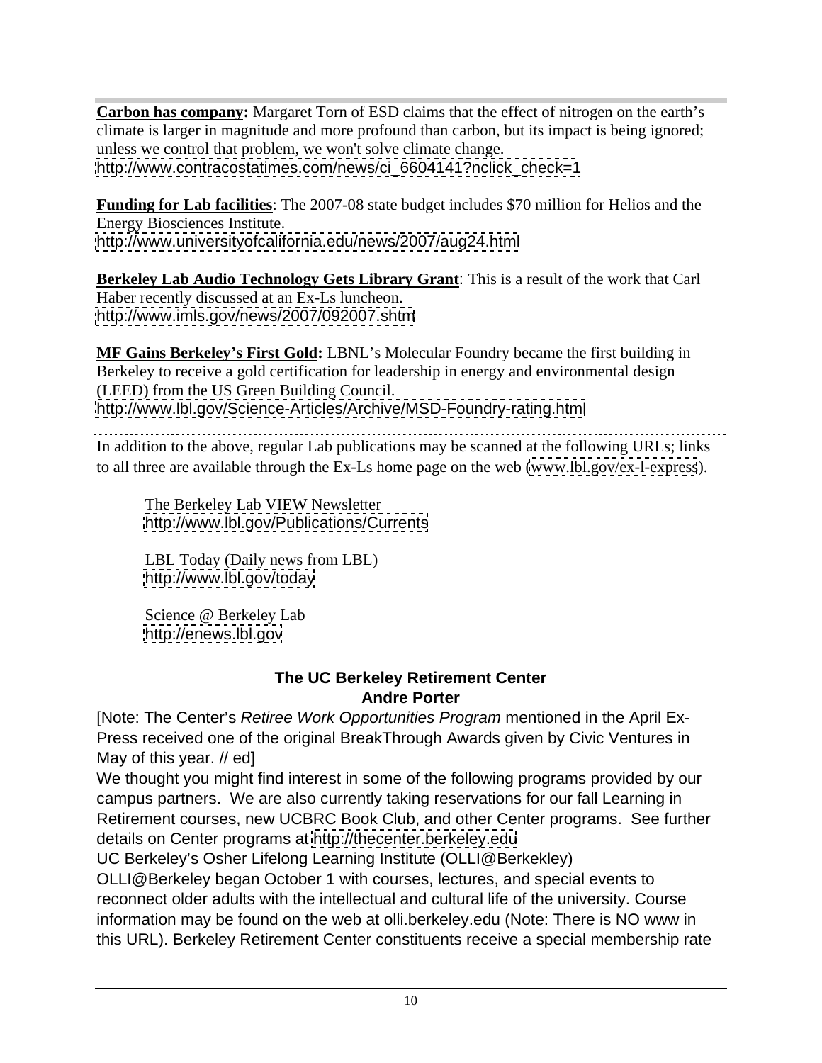**Carbon has company:** Margaret Torn of ESD claims that the effect of nitrogen on the earth's climate is larger in magnitude and more profound than carbon, but its impact is being ignored; unless we control that problem, we won't solve climate change.
http://www.contracostatimes.com/news/ci_6604141?nclick_check=1

**Funding for Lab facilities**: The 2007-08 state budget includes $70 million for Helios and the Energy Biosciences Institute.
http://www.universityofcalifornia.edu/news/2007/aug24.html

**Berkeley Lab Audio Technology Gets Library Grant**: This is a result of the work that Carl Haber recently discussed at an Ex-Ls luncheon.
http://www.imls.gov/news/2007/092007.shtm

**MF Gains Berkeley's First Gold:** LBNL's Molecular Foundry became the first building in Berkeley to receive a gold certification for leadership in energy and environmental design (LEED) from the US Green Building Council.
http://www.lbl.gov/Science-Articles/Archive/MSD-Foundry-rating.html

---

In addition to the above, regular Lab publications may be scanned at the following URLs; links to all three are available through the Ex-Ls home page on the web (www.lbl.gov/ex-l-express).

The Berkeley Lab VIEW Newsletter
http://www.lbl.gov/Publications/Currents

LBL Today (Daily news from LBL)
http://www.lbl.gov/today

Science @ Berkeley Lab
http://enews.lbl.gov

## The UC Berkeley Retirement Center
### Andre Porter

[Note: The Center's *Retiree Work Opportunities Program* mentioned in the April Ex-Press received one of the original BreakThrough Awards given by Civic Ventures in May of this year. // ed]

We thought you might find interest in some of the following programs provided by our campus partners. We are also currently taking reservations for our fall Learning in Retirement courses, new UCBRC Book Club, and other Center programs. See further details on Center programs at http://thecenter.berkeley.edu

UC Berkeley's Osher Lifelong Learning Institute (OLLI@Berkekley)

OLLI@Berkeley began October 1 with courses, lectures, and special events to reconnect older adults with the intellectual and cultural life of the university. Course information may be found on the web at olli.berkeley.edu (Note: There is NO www in this URL). Berkeley Retirement Center constituents receive a special membership rate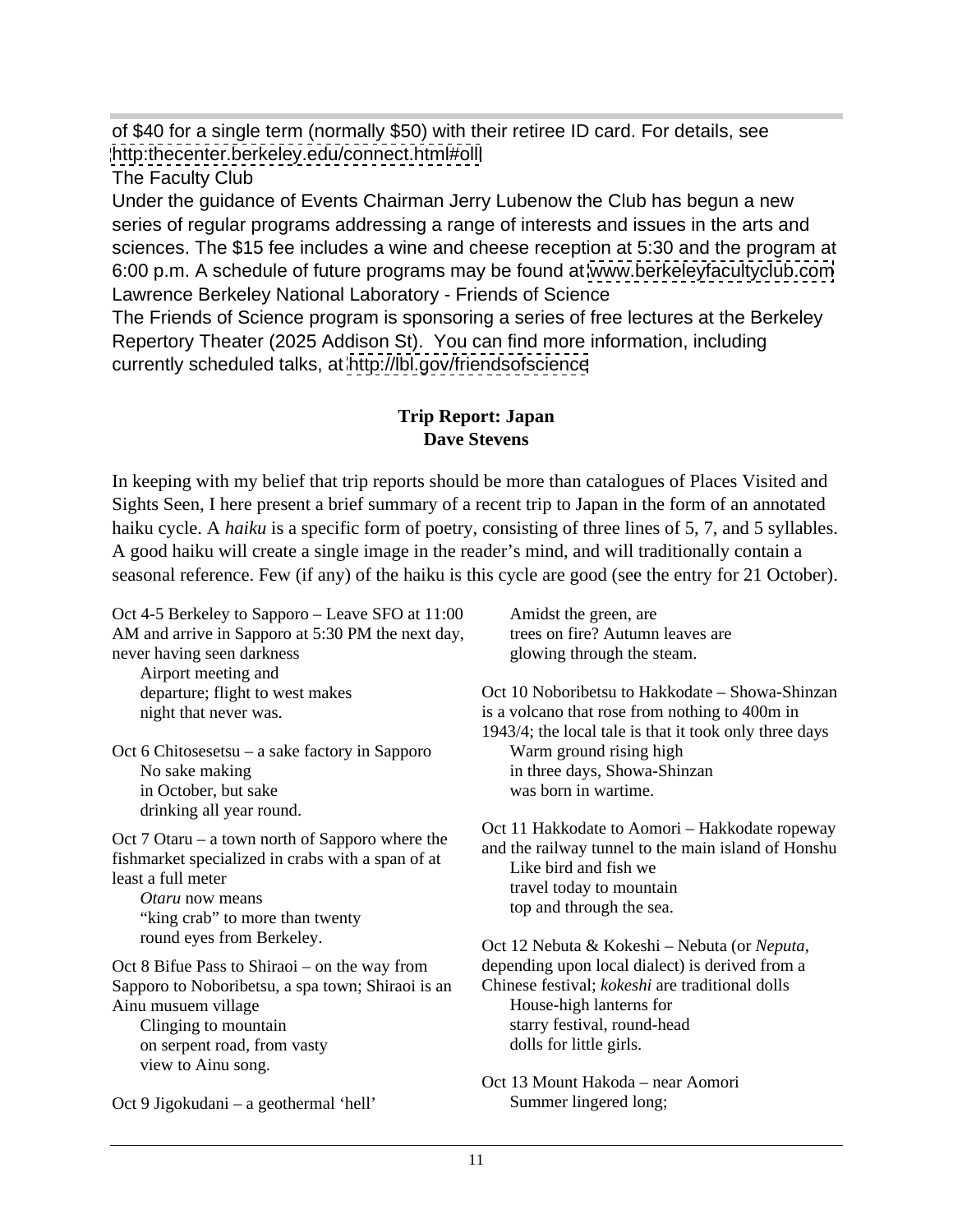of $40 for a single term (normally $50) with their retiree ID card. For details, see http:thecenter.berkeley.edu/connect.html#olli

The Faculty Club

Under the guidance of Events Chairman Jerry Lubenow the Club has begun a new series of regular programs addressing a range of interests and issues in the arts and sciences. The $15 fee includes a wine and cheese reception at 5:30 and the program at 6:00 p.m. A schedule of future programs may be found at www.berkeleyfacultyclub.com

Lawrence Berkeley National Laboratory - Friends of Science

The Friends of Science program is sponsoring a series of free lectures at the Berkeley Repertory Theater (2025 Addison St). You can find more information, including currently scheduled talks, at http://lbl.gov/friendsofscience

## Trip Report: Japan
**Dave Stevens**

In keeping with my belief that trip reports should be more than catalogues of Places Visited and Sights Seen, I here present a brief summary of a recent trip to Japan in the form of an annotated haiku cycle. A *haiku* is a specific form of poetry, consisting of three lines of 5, 7, and 5 syllables. A good haiku will create a single image in the reader's mind, and will traditionally contain a seasonal reference. Few (if any) of the haiku is this cycle are good (see the entry for 21 October).

Oct 4-5 Berkeley to Sapporo – Leave SFO at 11:00 AM and arrive in Sapporo at 5:30 PM the next day, never having seen darkness

> Airport meeting and
> departure; flight to west makes
> night that never was.

Oct 6 Chitosesetsu – a sake factory in Sapporo

> No sake making
> in October, but sake
> drinking all year round.

Oct 7 Otaru – a town north of Sapporo where the fishmarket specialized in crabs with a span of at least a full meter

> *Otaru* now means
> "king crab" to more than twenty
> round eyes from Berkeley.

Oct 8 Bifue Pass to Shiraoi – on the way from Sapporo to Noboribetsu, a spa town; Shiraoi is an Ainu musuem village

> Clinging to mountain
> on serpent road, from vasty
> view to Ainu song.

Oct 9 Jigokudani – a geothermal 'hell'

> Amidst the green, are
> trees on fire? Autumn leaves are
> glowing through the steam.

Oct 10 Noboribetsu to Hakkodate – Showa-Shinzan is a volcano that rose from nothing to 400m in 1943/4; the local tale is that it took only three days

> Warm ground rising high
> in three days, Showa-Shinzan
> was born in wartime.

Oct 11 Hakkodate to Aomori – Hakkodate ropeway and the railway tunnel to the main island of Honshu

> Like bird and fish we
> travel today to mountain
> top and through the sea.

Oct 12 Nebuta & Kokeshi – Nebuta (or *Neputa*, depending upon local dialect) is derived from a Chinese festival; *kokeshi* are traditional dolls

> House-high lanterns for
> starry festival, round-head
> dolls for little girls.

Oct 13 Mount Hakoda – near Aomori

> Summer lingered long;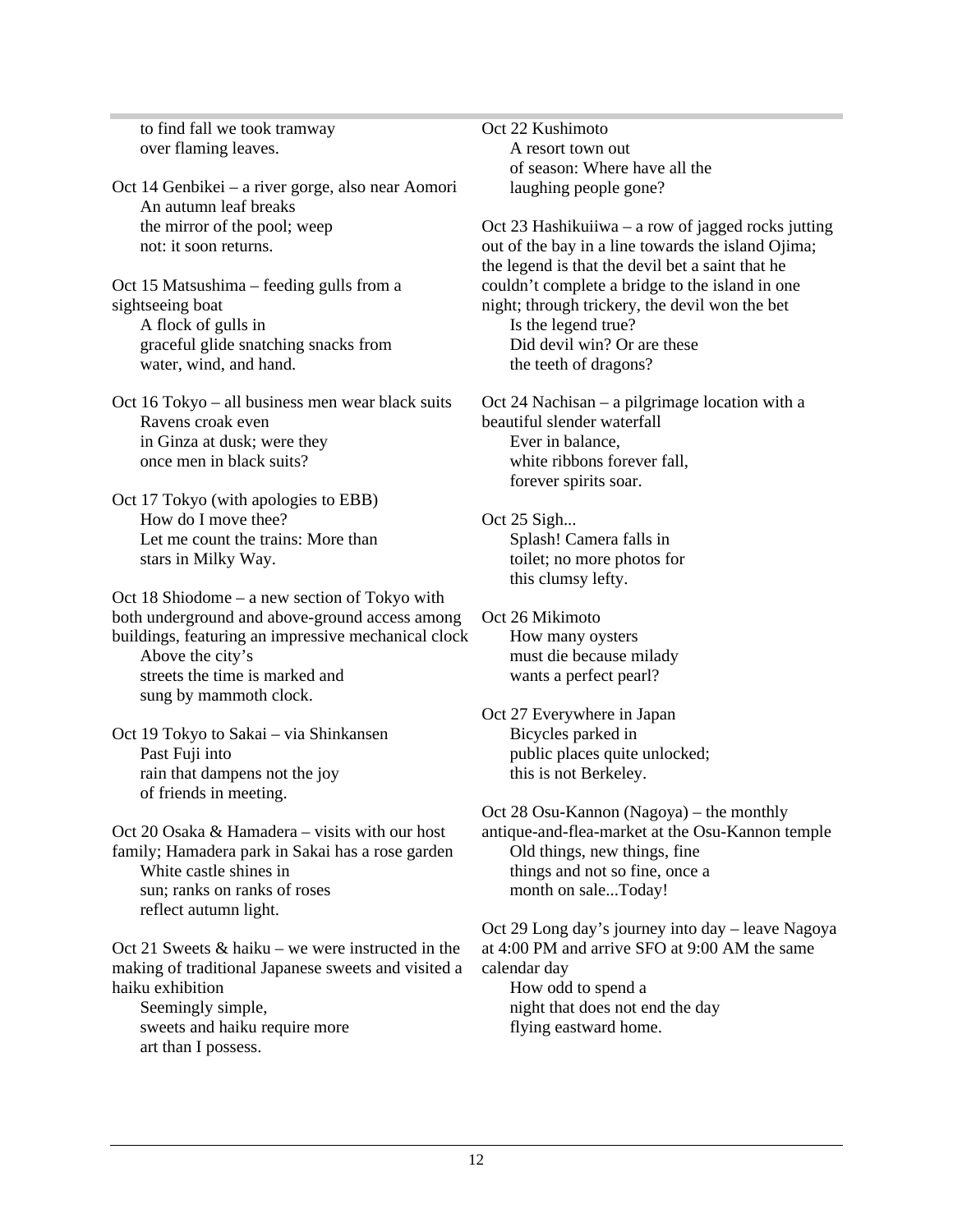to find fall we took tramway
over flaming leaves.

Oct 14 Genbikei – a river gorge, also near Aomori
An autumn leaf breaks
the mirror of the pool; weep
not: it soon returns.

Oct 15 Matsushima – feeding gulls from a sightseeing boat
A flock of gulls in
graceful glide snatching snacks from
water, wind, and hand.

Oct 16 Tokyo – all business men wear black suits
Ravens croak even
in Ginza at dusk; were they
once men in black suits?

Oct 17 Tokyo (with apologies to EBB)
How do I move thee?
Let me count the trains: More than
stars in Milky Way.

Oct 18 Shiodome – a new section of Tokyo with both underground and above-ground access among buildings, featuring an impressive mechanical clock
Above the city's
streets the time is marked and
sung by mammoth clock.

Oct 19 Tokyo to Sakai – via Shinkansen
Past Fuji into
rain that dampens not the joy
of friends in meeting.

Oct 20 Osaka & Hamadera – visits with our host family; Hamadera park in Sakai has a rose garden
White castle shines in
sun; ranks on ranks of roses
reflect autumn light.

Oct 21 Sweets & haiku – we were instructed in the making of traditional Japanese sweets and visited a haiku exhibition
Seemingly simple,
sweets and haiku require more
art than I possess.

Oct 22 Kushimoto
A resort town out
of season: Where have all the
laughing people gone?

Oct 23 Hashikuiiwa – a row of jagged rocks jutting out of the bay in a line towards the island Ojima; the legend is that the devil bet a saint that he couldn't complete a bridge to the island in one night; through trickery, the devil won the bet
Is the legend true?
Did devil win? Or are these
the teeth of dragons?

Oct 24 Nachisan – a pilgrimage location with a beautiful slender waterfall
Ever in balance,
white ribbons forever fall,
forever spirits soar.

Oct 25 Sigh...
Splash! Camera falls in
toilet; no more photos for
this clumsy lefty.

Oct 26 Mikimoto
How many oysters
must die because milady
wants a perfect pearl?

Oct 27 Everywhere in Japan
Bicycles parked in
public places quite unlocked;
this is not Berkeley.

Oct 28 Osu-Kannon (Nagoya) – the monthly antique-and-flea-market at the Osu-Kannon temple
Old things, new things, fine
things and not so fine, once a
month on sale...Today!

Oct 29 Long day's journey into day – leave Nagoya at 4:00 PM and arrive SFO at 9:00 AM the same calendar day
How odd to spend a
night that does not end the day
flying eastward home.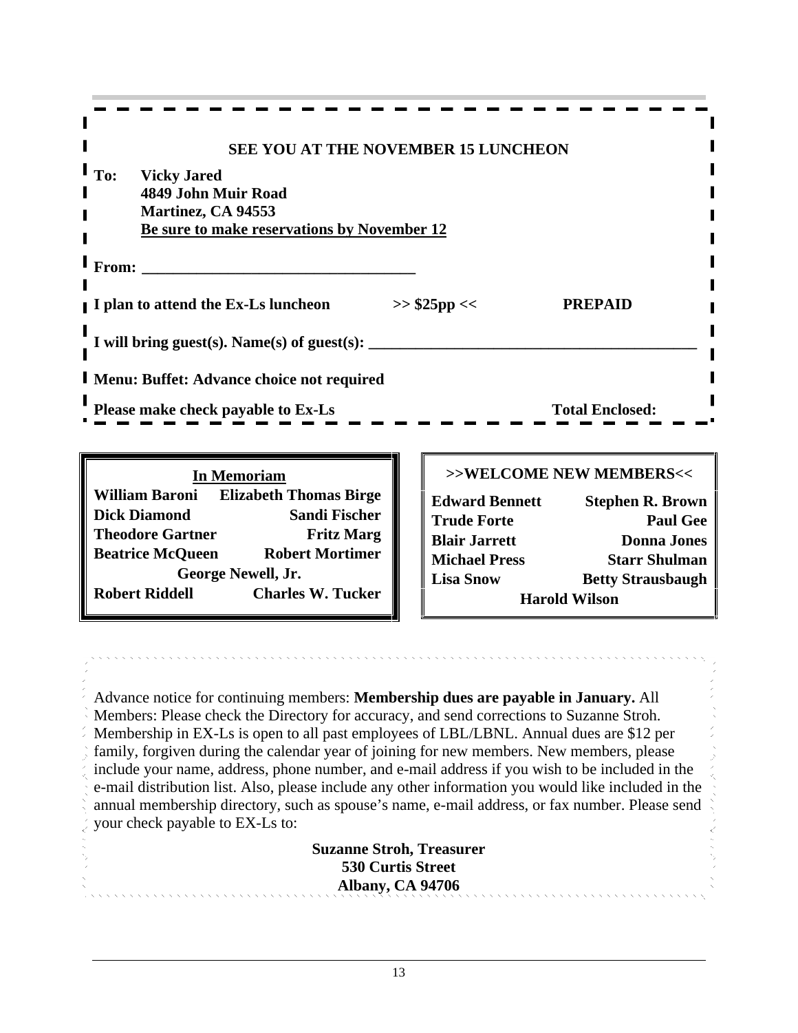**SEE YOU AT THE NOVEMBER 15 LUNCHEON**

**To: Vicky Jared**
**4849 John Muir Road**
**Martinez, CA 94553**
**Be sure to make reservations by November 12**

**From: ___________________________________**

**I plan to attend the Ex-Ls luncheon >> $25pp << PREPAID**

**I will bring guest(s). Name(s) of guest(s): _________________________________________**

**Menu: Buffet: Advance choice not required**

**Please make check payable to Ex-Ls Total Enclosed:**

**In Memoriam**

**William Baroni**
**Elizabeth Thomas Birge**
**Dick Diamond**
**Sandi Fischer**
**Theodore Gartner**
**Fritz Marg**
**Beatrice McQueen**
**Robert Mortimer**
**George Newell, Jr.**
**Robert Riddell**
**Charles W. Tucker**

**>>WELCOME NEW MEMBERS<<**

**Edward Bennett**
**Stephen R. Brown**
**Trude Forte**
**Paul Gee**
**Blair Jarrett**
**Donna Jones**
**Michael Press**
**Starr Shulman**
**Lisa Snow**
**Betty Strausbaugh**
**Harold Wilson**

Advance notice for continuing members: **Membership dues are payable in January.** All Members: Please check the Directory for accuracy, and send corrections to Suzanne Stroh. Membership in EX-Ls is open to all past employees of LBL/LBNL. Annual dues are $12 per family, forgiven during the calendar year of joining for new members. New members, please include your name, address, phone number, and e-mail address if you wish to be included in the e-mail distribution list. Also, please include any other information you would like included in the annual membership directory, such as spouse's name, e-mail address, or fax number. Please send your check payable to EX-Ls to:

**Suzanne Stroh, Treasurer**
**530 Curtis Street**
**Albany, CA 94706**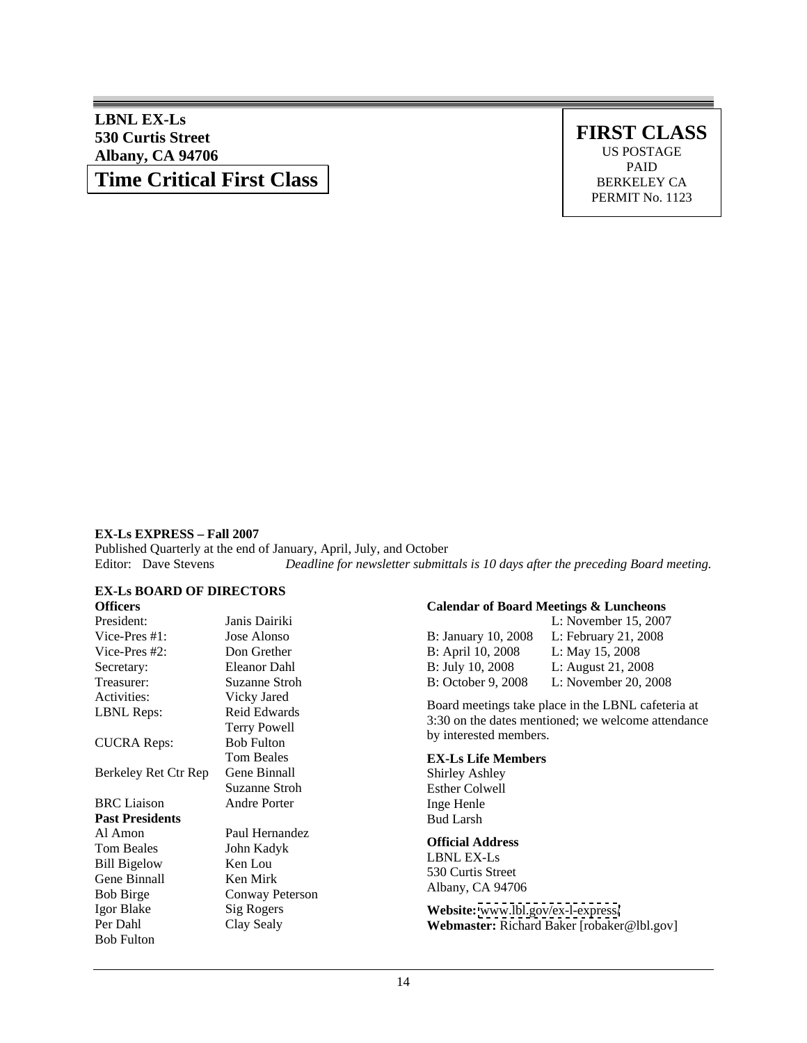**LBNL EX-Ls**
**530 Curtis Street**
**Albany, CA 94706**

**Time Critical First Class**

**FIRST CLASS**
US POSTAGE
PAID
BERKELEY CA
PERMIT No. 1123

**EX-Ls EXPRESS – Fall 2007**
Published Quarterly at the end of January, April, July, and October
Editor: Dave Stevens *Deadline for newsletter submittals is 10 days after the preceding Board meeting.*

**EX-Ls BOARD OF DIRECTORS**

**Officers**

| | |
|---|---|
| President: | Janis Dairiki |
| Vice-Pres #1: | Jose Alonso |
| Vice-Pres #2: | Don Grether |
| Secretary: | Eleanor Dahl |
| Treasurer: | Suzanne Stroh |
| Activities: | Vicky Jared |
| LBNL Reps: | Reid Edwards, Terry Powell |
| CUCRA Reps: | Bob Fulton, Tom Beales |
| Berkeley Ret Ctr Rep | Gene Binnall, Suzanne Stroh |
| BRC Liaison | Andre Porter |

**Past Presidents**

Al Amon
Tom Beales
Bill Bigelow
Gene Binnall
Bob Birge
Igor Blake
Per Dahl
Bob Fulton
Paul Hernandez
John Kadyk
Ken Lou
Ken Mirk
Conway Peterson
Sig Rogers
Clay Sealy

**Calendar of Board Meetings & Luncheons**

| | |
|---|---|
| | L: November 15, 2007 |
| B: January 10, 2008 | L: February 21, 2008 |
| B: April 10, 2008 | L: May 15, 2008 |
| B: July 10, 2008 | L: August 21, 2008 |
| B: October 9, 2008 | L: November 20, 2008 |

Board meetings take place in the LBNL cafeteria at 3:30 on the dates mentioned; we welcome attendance by interested members.

**EX-Ls Life Members**

Shirley Ashley
Esther Colwell
Inge Henle
Bud Larsh

**Official Address**

LBNL EX-Ls
530 Curtis Street
Albany, CA 94706

**Website:** www.lbl.gov/ex-l-express/
**Webmaster:** Richard Baker [robaker@lbl.gov]